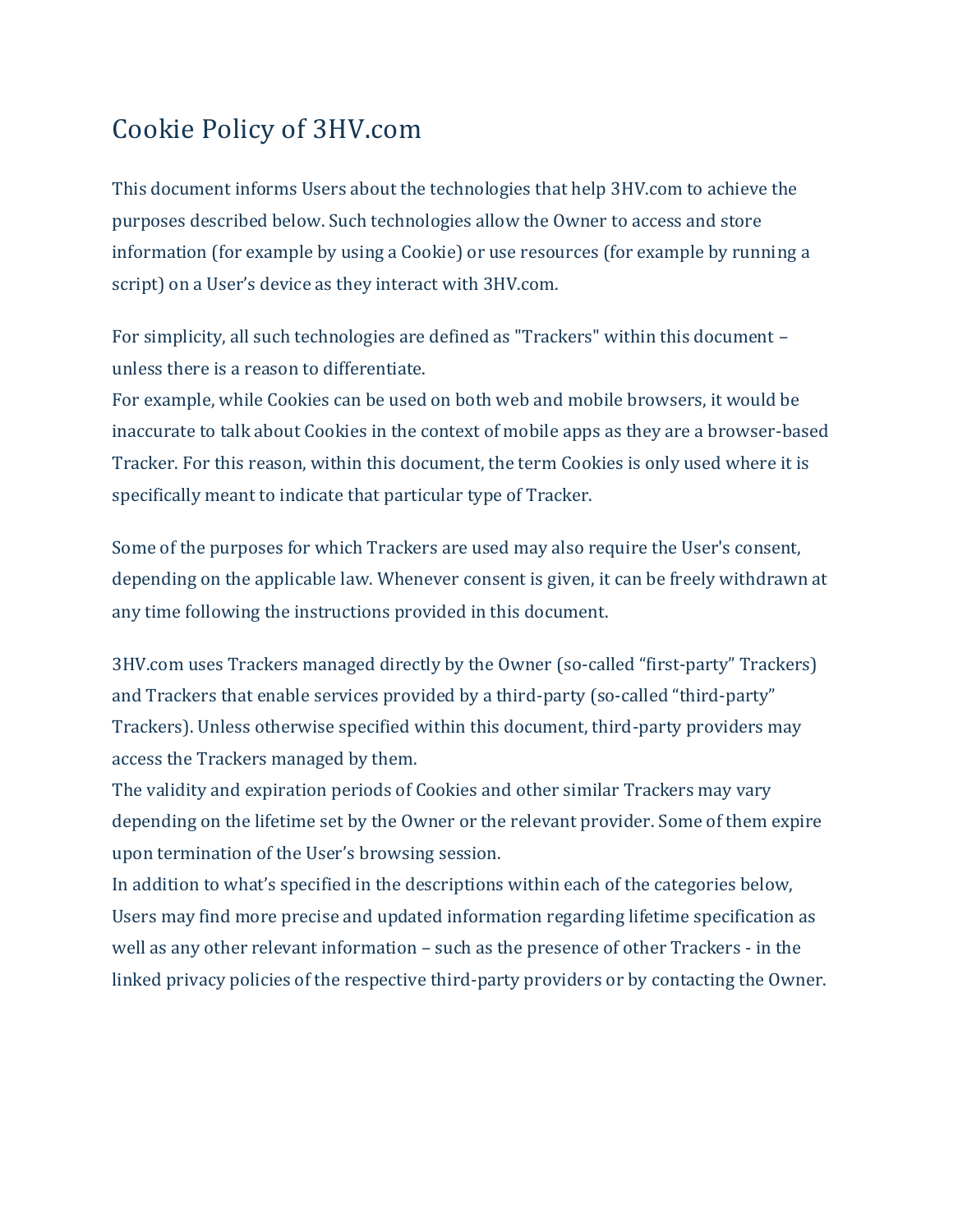# Cookie Policy of 3HV.com

This document informs Users about the technologies that help 3HV.com to achieve the purposes described below. Such technologies allow the Owner to access and store information (for example by using a Cookie) or use resources (for example by running a script) on a User's device as they interact with 3HV.com.

For simplicity, all such technologies are defined as "Trackers" within this document – unless there is a reason to differentiate.
For example, while Cookies can be used on both web and mobile browsers, it would be inaccurate to talk about Cookies in the context of mobile apps as they are a browser-based Tracker. For this reason, within this document, the term Cookies is only used where it is specifically meant to indicate that particular type of Tracker.

Some of the purposes for which Trackers are used may also require the User's consent, depending on the applicable law. Whenever consent is given, it can be freely withdrawn at any time following the instructions provided in this document.

3HV.com uses Trackers managed directly by the Owner (so-called "first-party" Trackers) and Trackers that enable services provided by a third-party (so-called "third-party" Trackers). Unless otherwise specified within this document, third-party providers may access the Trackers managed by them.
The validity and expiration periods of Cookies and other similar Trackers may vary depending on the lifetime set by the Owner or the relevant provider. Some of them expire upon termination of the User's browsing session.
In addition to what's specified in the descriptions within each of the categories below, Users may find more precise and updated information regarding lifetime specification as well as any other relevant information – such as the presence of other Trackers - in the linked privacy policies of the respective third-party providers or by contacting the Owner.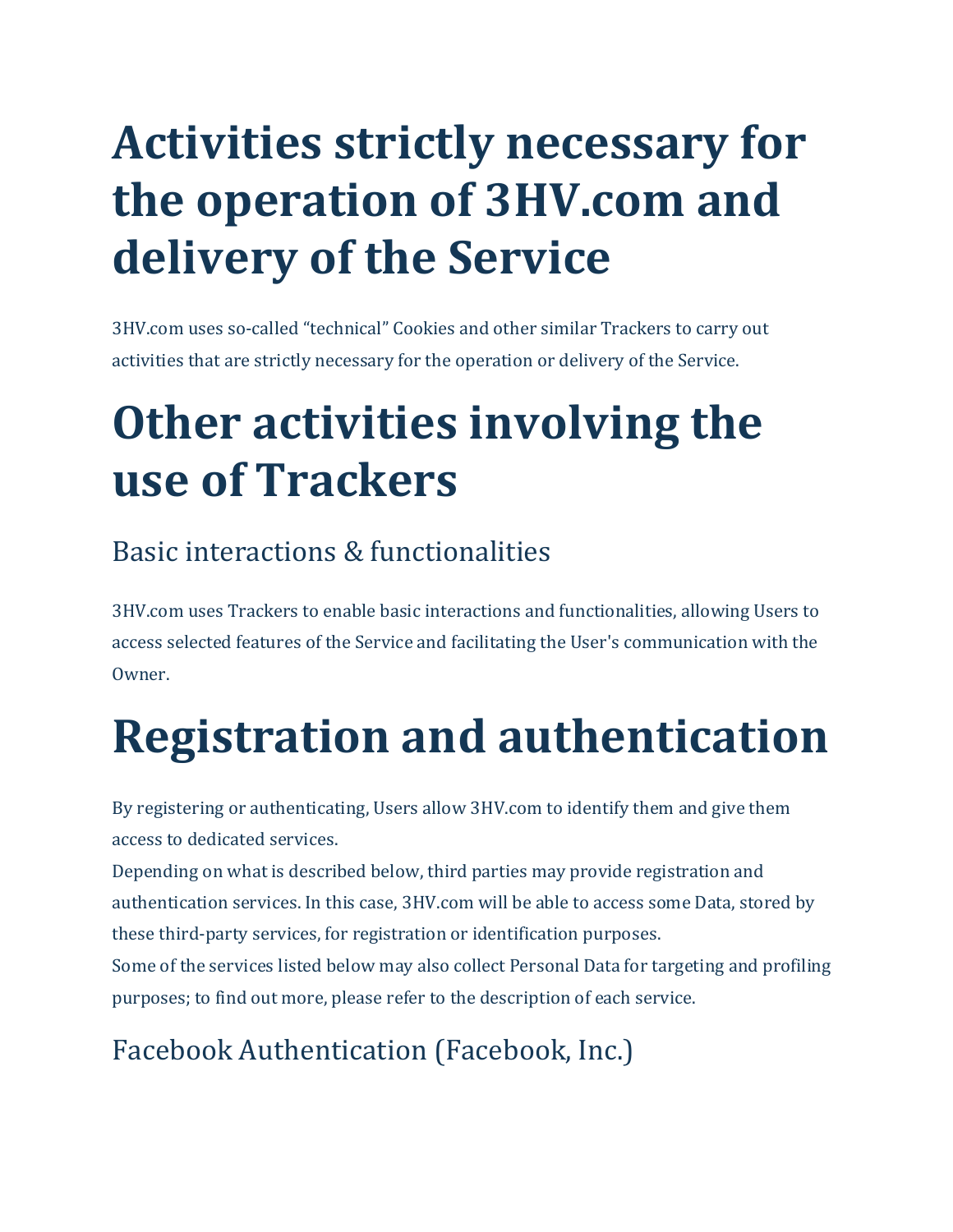# Activities strictly necessary for the operation of 3HV.com and delivery of the Service

3HV.com uses so-called “technical” Cookies and other similar Trackers to carry out activities that are strictly necessary for the operation or delivery of the Service.

# Other activities involving the use of Trackers

## Basic interactions & functionalities

3HV.com uses Trackers to enable basic interactions and functionalities, allowing Users to access selected features of the Service and facilitating the User's communication with the Owner.

# Registration and authentication

By registering or authenticating, Users allow 3HV.com to identify them and give them access to dedicated services.
Depending on what is described below, third parties may provide registration and authentication services. In this case, 3HV.com will be able to access some Data, stored by these third-party services, for registration or identification purposes.
Some of the services listed below may also collect Personal Data for targeting and profiling purposes; to find out more, please refer to the description of each service.

## Facebook Authentication (Facebook, Inc.)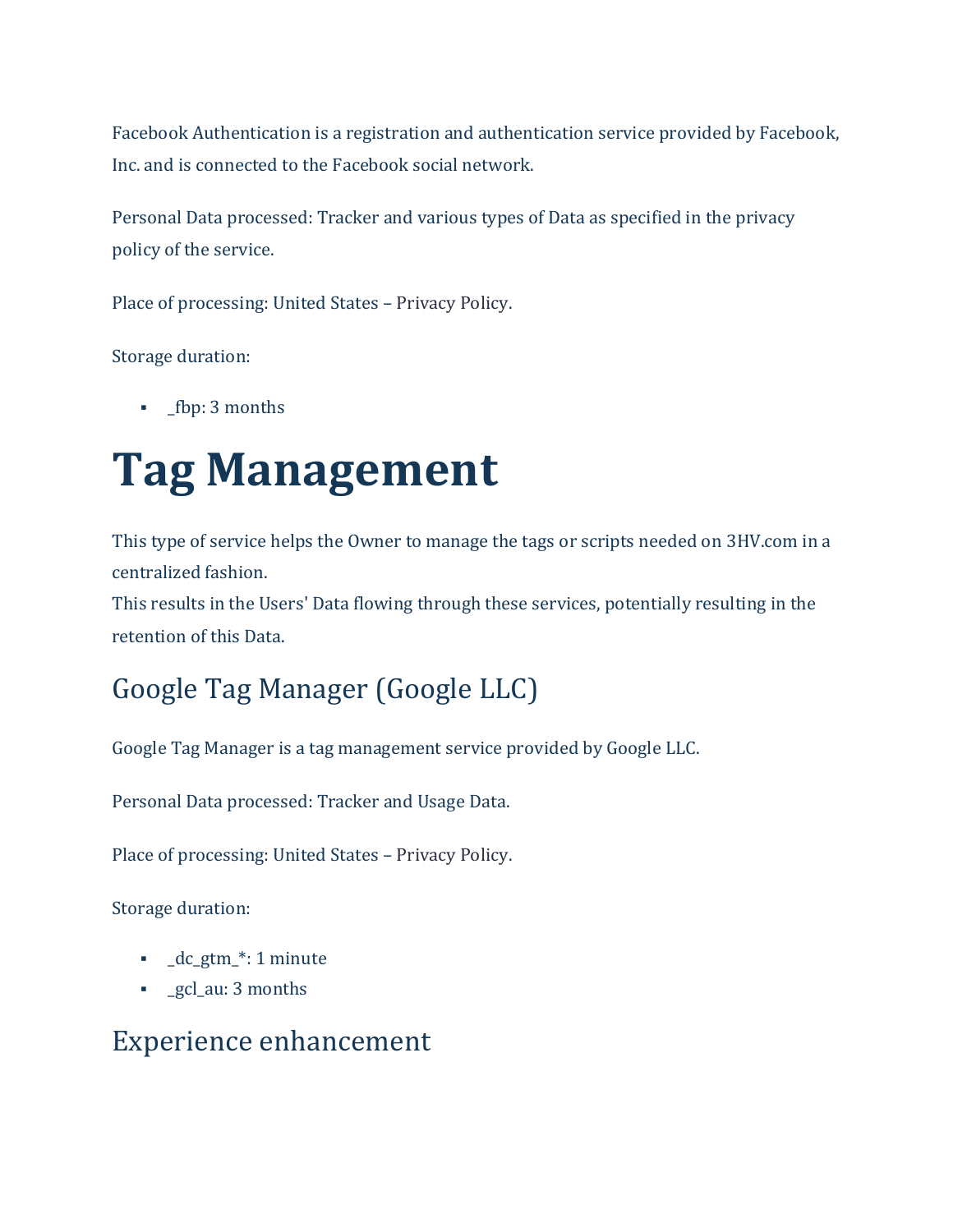Facebook Authentication is a registration and authentication service provided by Facebook, Inc. and is connected to the Facebook social network.

Personal Data processed: Tracker and various types of Data as specified in the privacy policy of the service.

Place of processing: United States – Privacy Policy.

Storage duration:

- _fbp: 3 months

# Tag Management

This type of service helps the Owner to manage the tags or scripts needed on 3HV.com in a centralized fashion.
This results in the Users' Data flowing through these services, potentially resulting in the retention of this Data.

## Google Tag Manager (Google LLC)

Google Tag Manager is a tag management service provided by Google LLC.

Personal Data processed: Tracker and Usage Data.

Place of processing: United States – Privacy Policy.

Storage duration:

- _dc_gtm_*: 1 minute
- _gcl_au: 3 months

## Experience enhancement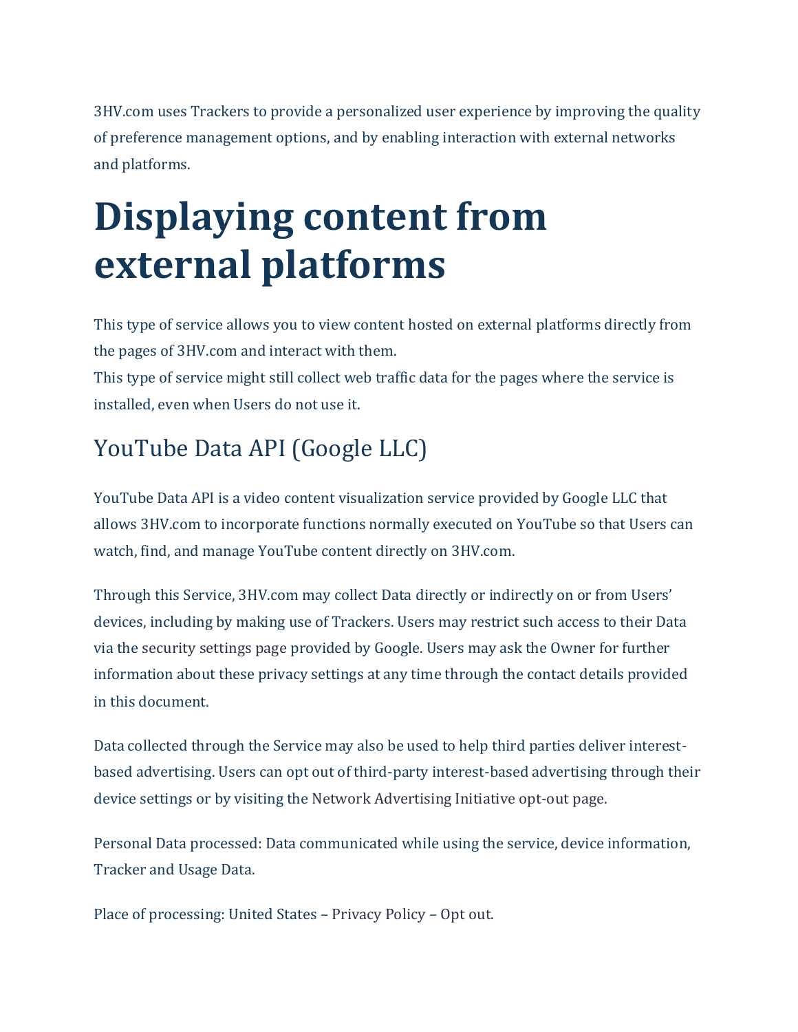3HV.com uses Trackers to provide a personalized user experience by improving the quality of preference management options, and by enabling interaction with external networks and platforms.

# Displaying content from external platforms

This type of service allows you to view content hosted on external platforms directly from the pages of 3HV.com and interact with them.
This type of service might still collect web traffic data for the pages where the service is installed, even when Users do not use it.

## YouTube Data API (Google LLC)

YouTube Data API is a video content visualization service provided by Google LLC that allows 3HV.com to incorporate functions normally executed on YouTube so that Users can watch, find, and manage YouTube content directly on 3HV.com.

Through this Service, 3HV.com may collect Data directly or indirectly on or from Users' devices, including by making use of Trackers. Users may restrict such access to their Data via the security settings page provided by Google. Users may ask the Owner for further information about these privacy settings at any time through the contact details provided in this document.

Data collected through the Service may also be used to help third parties deliver interest-based advertising. Users can opt out of third-party interest-based advertising through their device settings or by visiting the Network Advertising Initiative opt-out page.

Personal Data processed: Data communicated while using the service, device information, Tracker and Usage Data.

Place of processing: United States – Privacy Policy – Opt out.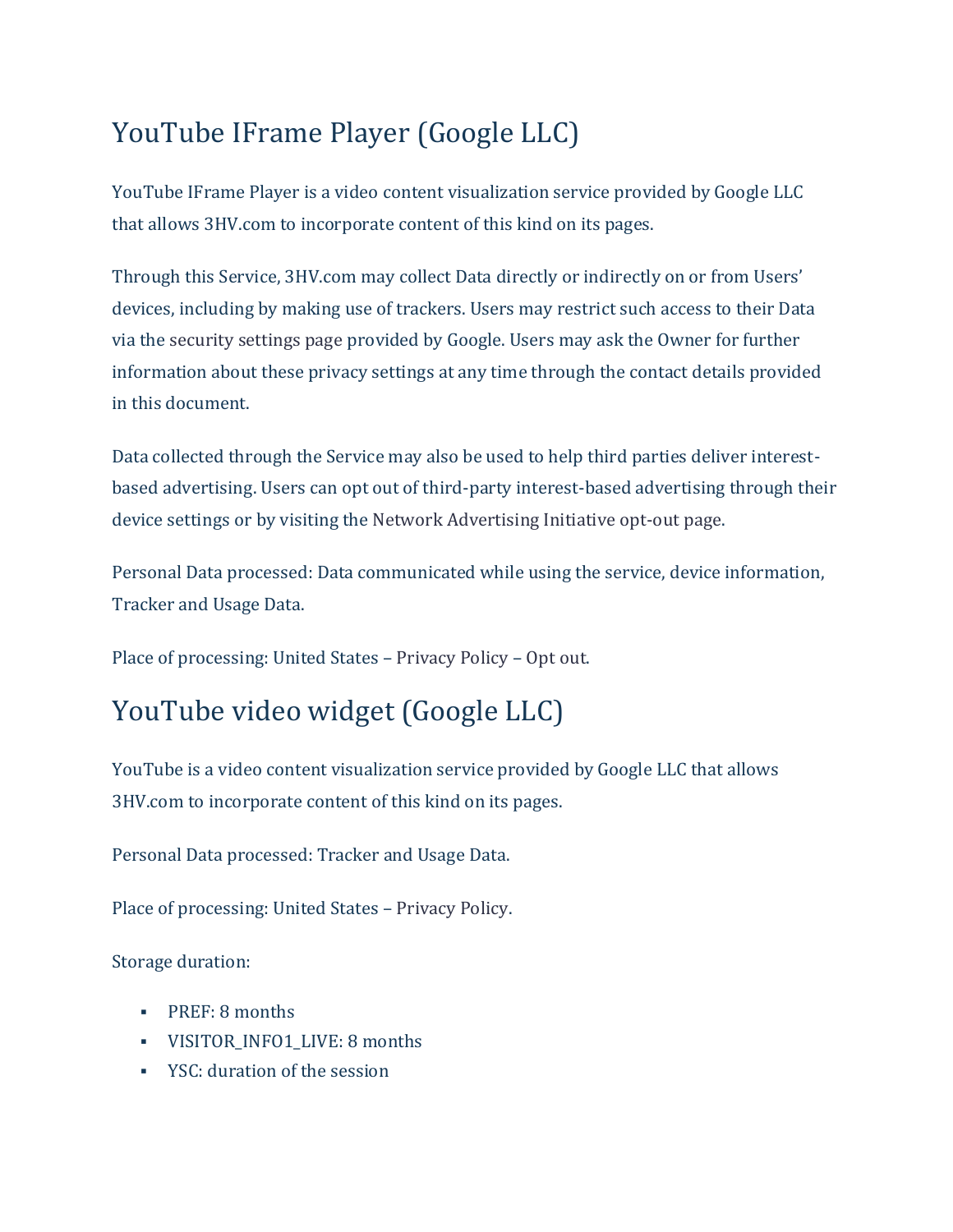# YouTube IFrame Player (Google LLC)

YouTube IFrame Player is a video content visualization service provided by Google LLC that allows 3HV.com to incorporate content of this kind on its pages.

Through this Service, 3HV.com may collect Data directly or indirectly on or from Users' devices, including by making use of trackers. Users may restrict such access to their Data via the security settings page provided by Google. Users may ask the Owner for further information about these privacy settings at any time through the contact details provided in this document.

Data collected through the Service may also be used to help third parties deliver interest-based advertising. Users can opt out of third-party interest-based advertising through their device settings or by visiting the Network Advertising Initiative opt-out page.

Personal Data processed: Data communicated while using the service, device information, Tracker and Usage Data.

Place of processing: United States – Privacy Policy – Opt out.

# YouTube video widget (Google LLC)

YouTube is a video content visualization service provided by Google LLC that allows 3HV.com to incorporate content of this kind on its pages.

Personal Data processed: Tracker and Usage Data.

Place of processing: United States – Privacy Policy.

Storage duration:

- PREF: 8 months
- VISITOR_INFO1_LIVE: 8 months
- YSC: duration of the session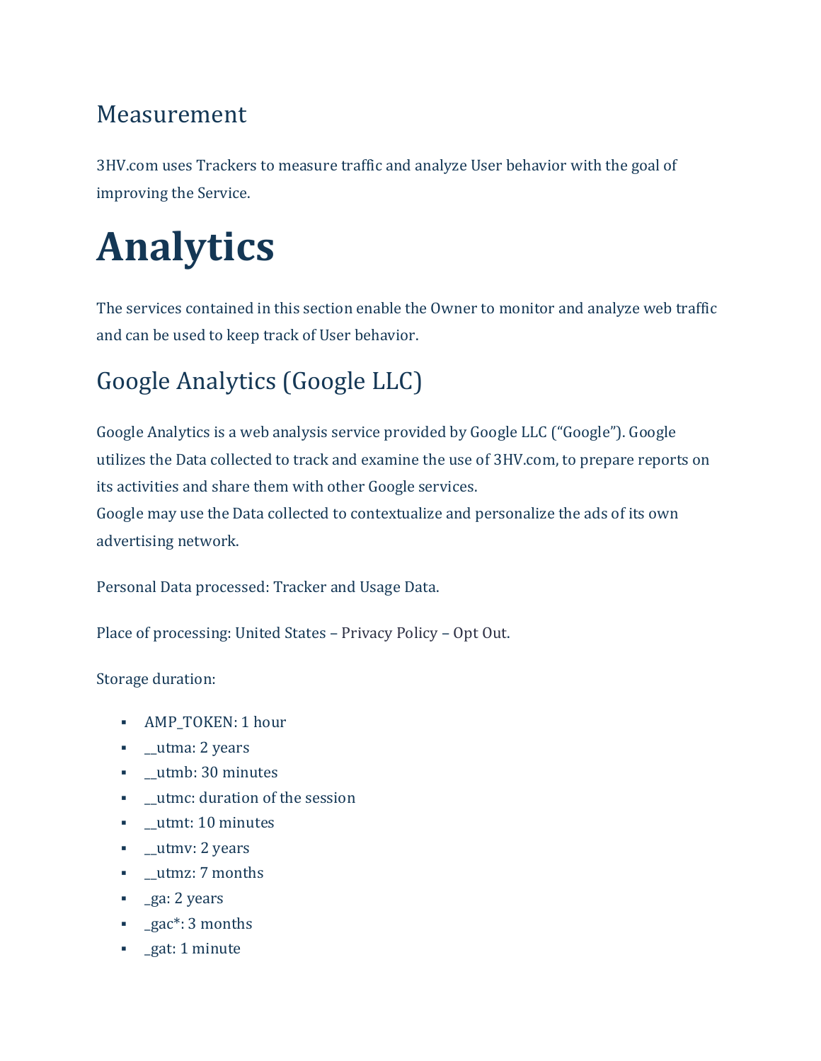## Measurement

3HV.com uses Trackers to measure traffic and analyze User behavior with the goal of improving the Service.

# Analytics

The services contained in this section enable the Owner to monitor and analyze web traffic and can be used to keep track of User behavior.

## Google Analytics (Google LLC)

Google Analytics is a web analysis service provided by Google LLC ("Google"). Google utilizes the Data collected to track and examine the use of 3HV.com, to prepare reports on its activities and share them with other Google services.
Google may use the Data collected to contextualize and personalize the ads of its own advertising network.

Personal Data processed: Tracker and Usage Data.

Place of processing: United States – Privacy Policy – Opt Out.

Storage duration:

- AMP_TOKEN: 1 hour
- __utma: 2 years
- __utmb: 30 minutes
- __utmc: duration of the session
- __utmt: 10 minutes
- __utmv: 2 years
- __utmz: 7 months
- _ga: 2 years
- _gac*: 3 months
- _gat: 1 minute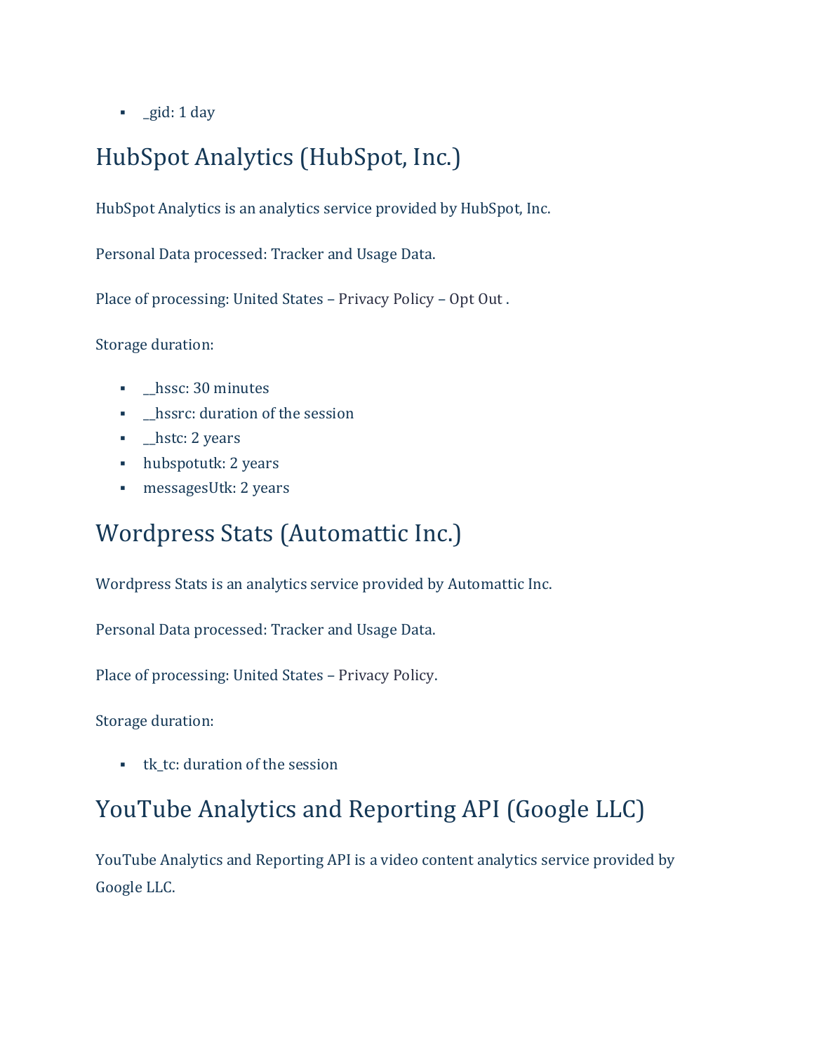- _gid: 1 day

## HubSpot Analytics (HubSpot, Inc.)

HubSpot Analytics is an analytics service provided by HubSpot, Inc.

Personal Data processed: Tracker and Usage Data.

Place of processing: United States – Privacy Policy – Opt Out .

Storage duration:

- __hssc: 30 minutes
- __hssrc: duration of the session
- __hstc: 2 years
- hubspotutk: 2 years
- messagesUtk: 2 years

## Wordpress Stats (Automattic Inc.)

Wordpress Stats is an analytics service provided by Automattic Inc.

Personal Data processed: Tracker and Usage Data.

Place of processing: United States – Privacy Policy.

Storage duration:

- tk_tc: duration of the session

## YouTube Analytics and Reporting API (Google LLC)

YouTube Analytics and Reporting API is a video content analytics service provided by Google LLC.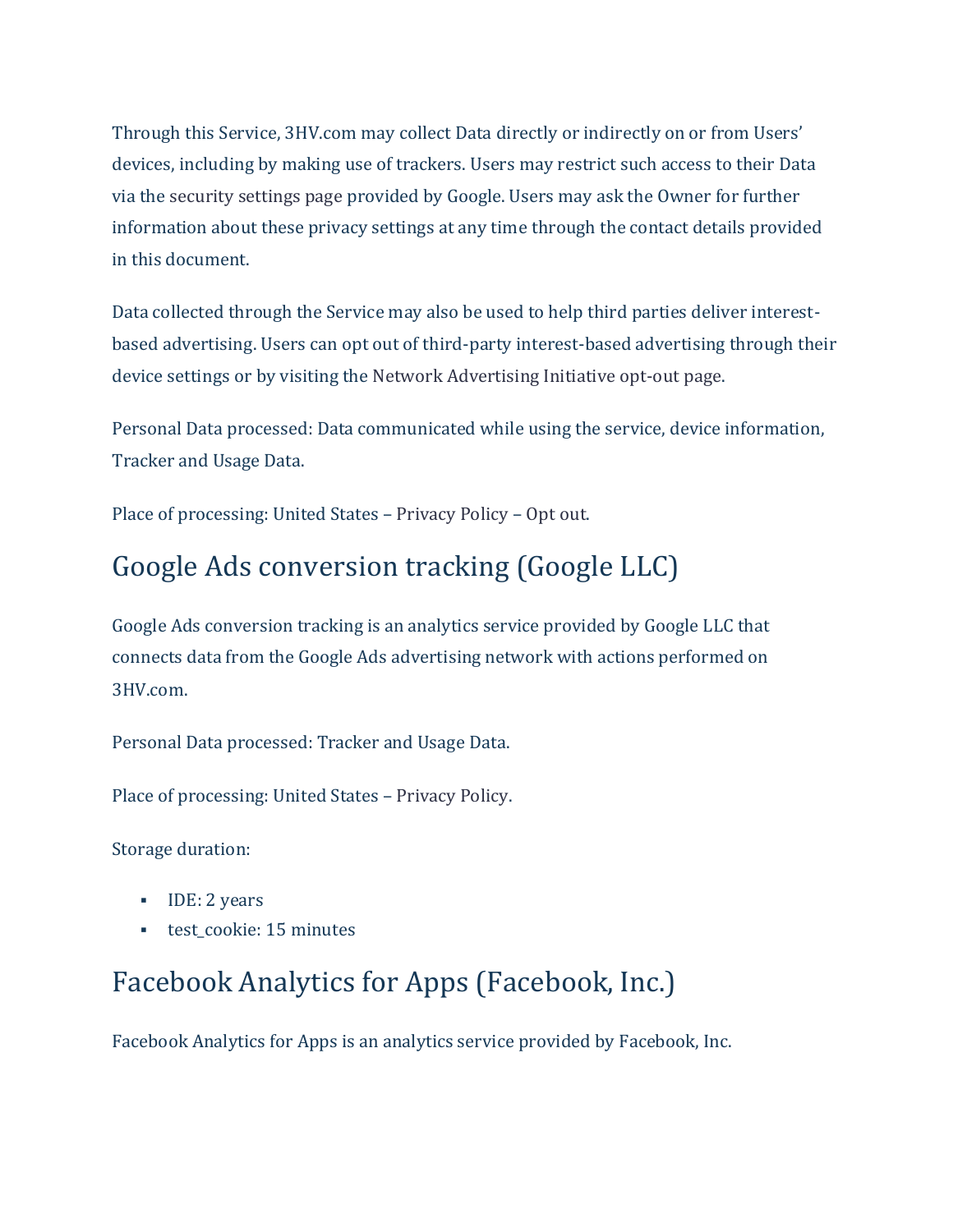Through this Service, 3HV.com may collect Data directly or indirectly on or from Users' devices, including by making use of trackers. Users may restrict such access to their Data via the security settings page provided by Google. Users may ask the Owner for further information about these privacy settings at any time through the contact details provided in this document.

Data collected through the Service may also be used to help third parties deliver interest-based advertising. Users can opt out of third-party interest-based advertising through their device settings or by visiting the Network Advertising Initiative opt-out page.

Personal Data processed: Data communicated while using the service, device information, Tracker and Usage Data.

Place of processing: United States – Privacy Policy – Opt out.

## Google Ads conversion tracking (Google LLC)

Google Ads conversion tracking is an analytics service provided by Google LLC that connects data from the Google Ads advertising network with actions performed on 3HV.com.

Personal Data processed: Tracker and Usage Data.

Place of processing: United States – Privacy Policy.

Storage duration:

- IDE: 2 years
- test_cookie: 15 minutes

## Facebook Analytics for Apps (Facebook, Inc.)

Facebook Analytics for Apps is an analytics service provided by Facebook, Inc.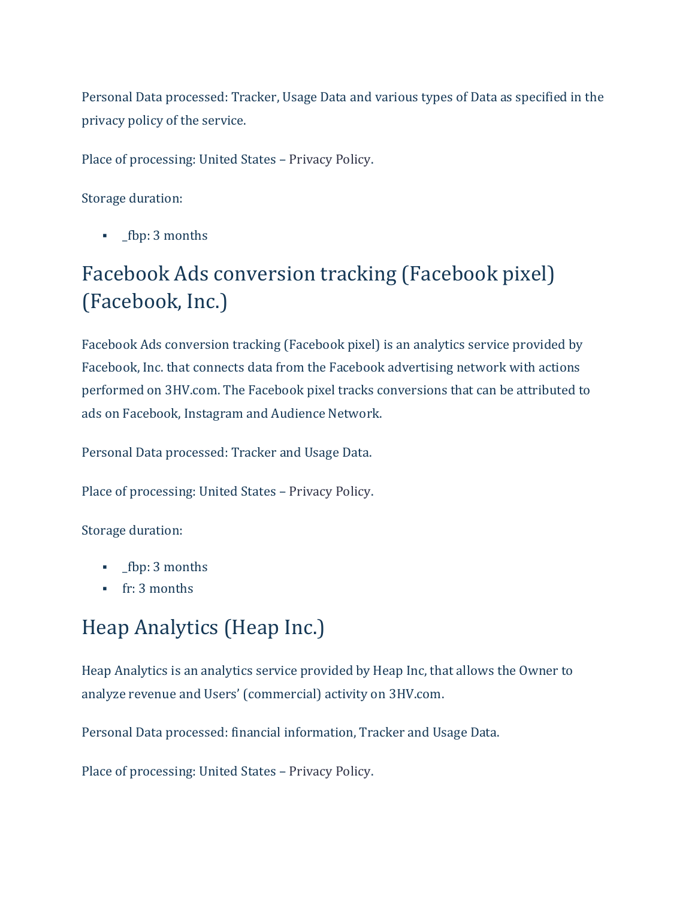Personal Data processed: Tracker, Usage Data and various types of Data as specified in the privacy policy of the service.

Place of processing: United States – Privacy Policy.

Storage duration:

- _fbp: 3 months

## Facebook Ads conversion tracking (Facebook pixel) (Facebook, Inc.)

Facebook Ads conversion tracking (Facebook pixel) is an analytics service provided by Facebook, Inc. that connects data from the Facebook advertising network with actions performed on 3HV.com. The Facebook pixel tracks conversions that can be attributed to ads on Facebook, Instagram and Audience Network.

Personal Data processed: Tracker and Usage Data.

Place of processing: United States – Privacy Policy.

Storage duration:

- _fbp: 3 months
- fr: 3 months

## Heap Analytics (Heap Inc.)

Heap Analytics is an analytics service provided by Heap Inc, that allows the Owner to analyze revenue and Users' (commercial) activity on 3HV.com.

Personal Data processed: financial information, Tracker and Usage Data.

Place of processing: United States – Privacy Policy.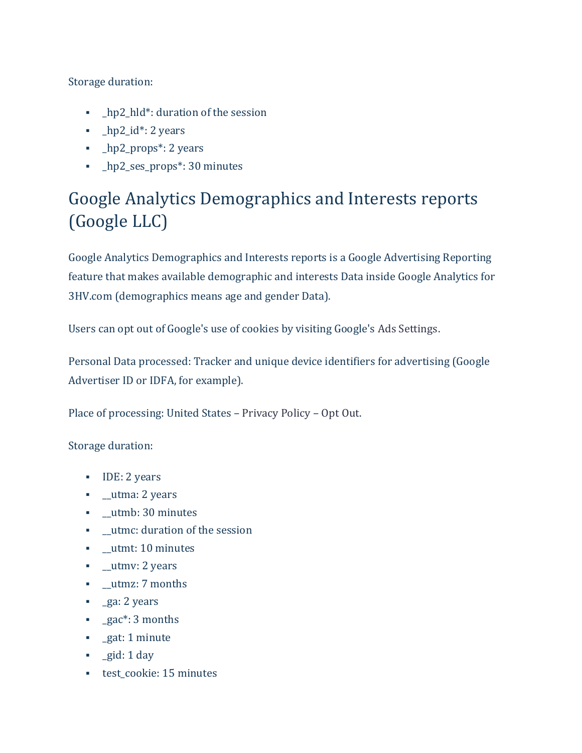Storage duration:

- _hp2_hld*: duration of the session
- _hp2_id*: 2 years
- _hp2_props*: 2 years
- _hp2_ses_props*: 30 minutes

## Google Analytics Demographics and Interests reports (Google LLC)

Google Analytics Demographics and Interests reports is a Google Advertising Reporting feature that makes available demographic and interests Data inside Google Analytics for 3HV.com (demographics means age and gender Data).

Users can opt out of Google's use of cookies by visiting Google's Ads Settings.

Personal Data processed: Tracker and unique device identifiers for advertising (Google Advertiser ID or IDFA, for example).

Place of processing: United States – Privacy Policy – Opt Out.

Storage duration:

- IDE: 2 years
- __utma: 2 years
- __utmb: 30 minutes
- __utmc: duration of the session
- __utmt: 10 minutes
- __utmv: 2 years
- __utmz: 7 months
- _ga: 2 years
- _gac*: 3 months
- _gat: 1 minute
- _gid: 1 day
- test_cookie: 15 minutes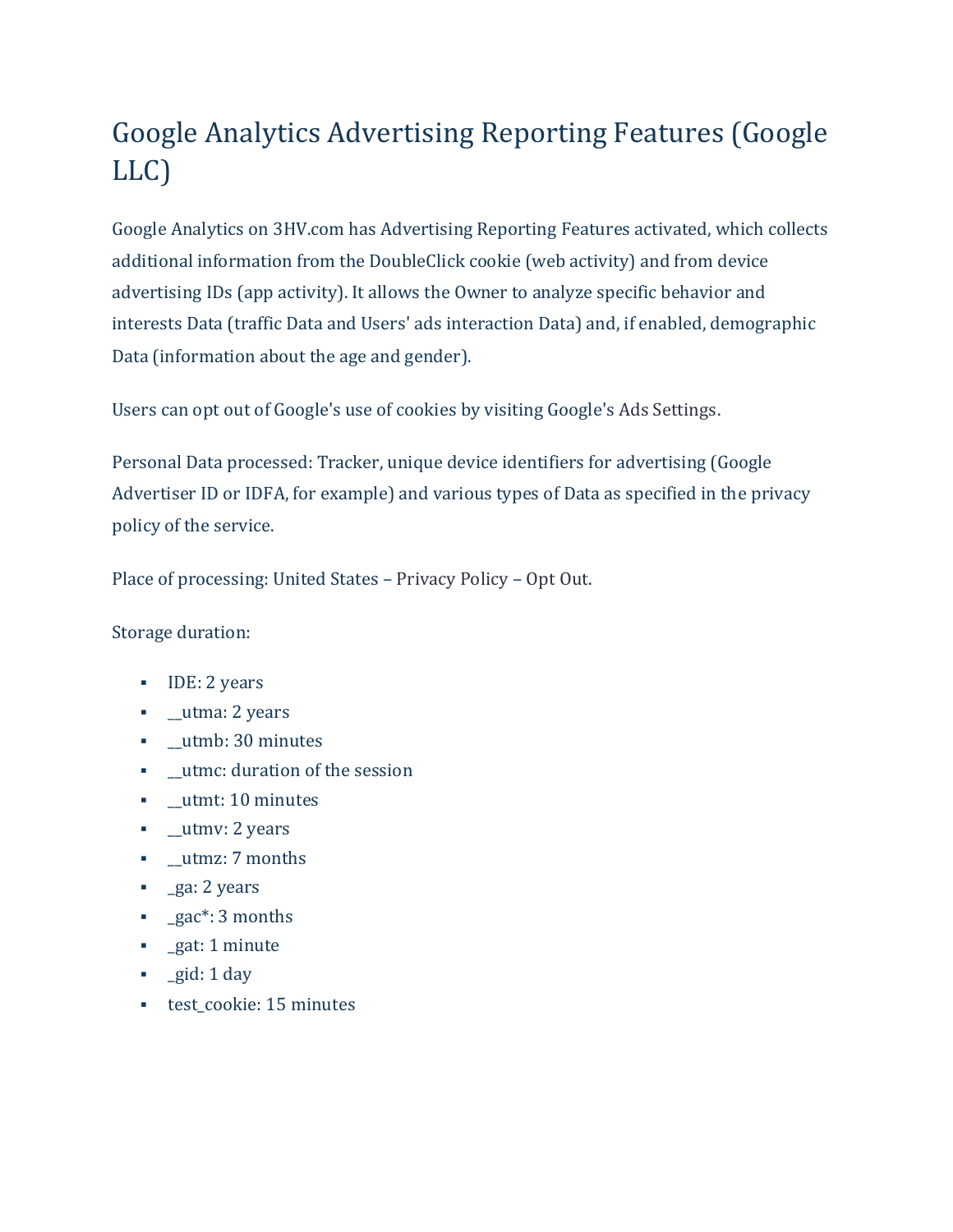# Google Analytics Advertising Reporting Features (Google LLC)

Google Analytics on 3HV.com has Advertising Reporting Features activated, which collects additional information from the DoubleClick cookie (web activity) and from device advertising IDs (app activity). It allows the Owner to analyze specific behavior and interests Data (traffic Data and Users' ads interaction Data) and, if enabled, demographic Data (information about the age and gender).

Users can opt out of Google's use of cookies by visiting Google's Ads Settings.

Personal Data processed: Tracker, unique device identifiers for advertising (Google Advertiser ID or IDFA, for example) and various types of Data as specified in the privacy policy of the service.

Place of processing: United States – Privacy Policy – Opt Out.

Storage duration:

- IDE: 2 years
- __utma: 2 years
- __utmb: 30 minutes
- __utmc: duration of the session
- __utmt: 10 minutes
- __utmv: 2 years
- __utmz: 7 months
- _ga: 2 years
- _gac*: 3 months
- _gat: 1 minute
- _gid: 1 day
- test_cookie: 15 minutes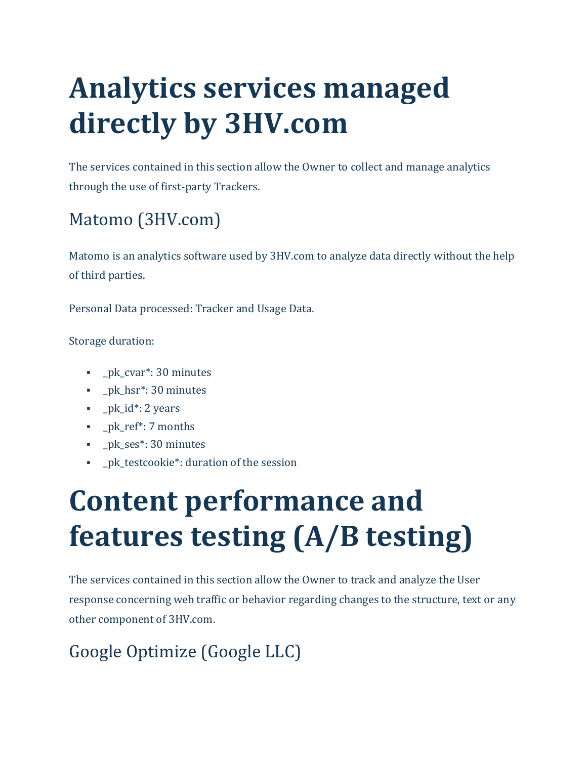# Analytics services managed directly by 3HV.com

The services contained in this section allow the Owner to collect and manage analytics through the use of first-party Trackers.

## Matomo (3HV.com)

Matomo is an analytics software used by 3HV.com to analyze data directly without the help of third parties.

Personal Data processed: Tracker and Usage Data.

Storage duration:

- _pk_cvar*: 30 minutes
- _pk_hsr*: 30 minutes
- _pk_id*: 2 years
- _pk_ref*: 7 months
- _pk_ses*: 30 minutes
- _pk_testcookie*: duration of the session

# Content performance and features testing (A/B testing)

The services contained in this section allow the Owner to track and analyze the User response concerning web traffic or behavior regarding changes to the structure, text or any other component of 3HV.com.

## Google Optimize (Google LLC)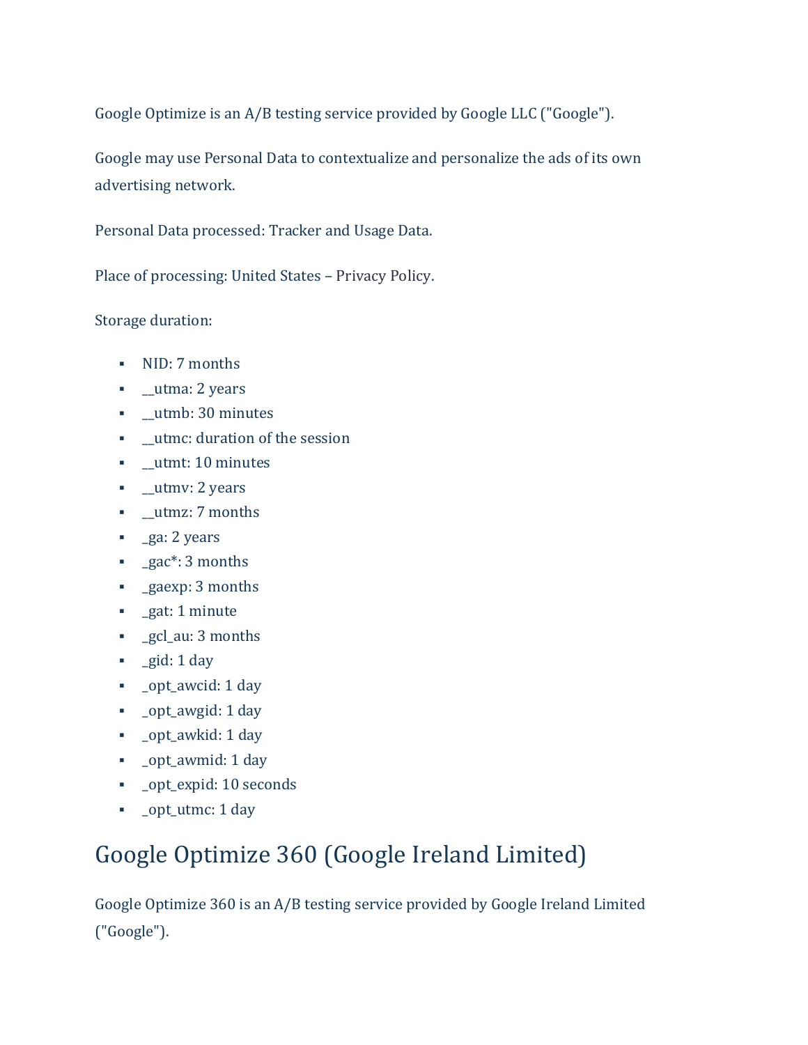Google Optimize is an A/B testing service provided by Google LLC ("Google").

Google may use Personal Data to contextualize and personalize the ads of its own advertising network.

Personal Data processed: Tracker and Usage Data.

Place of processing: United States – Privacy Policy.

Storage duration:

- NID: 7 months
- __utma: 2 years
- __utmb: 30 minutes
- __utmc: duration of the session
- __utmt: 10 minutes
- __utmv: 2 years
- __utmz: 7 months
- _ga: 2 years
- _gac*: 3 months
- _gaexp: 3 months
- _gat: 1 minute
- _gcl_au: 3 months
- _gid: 1 day
- _opt_awcid: 1 day
- _opt_awgid: 1 day
- _opt_awkid: 1 day
- _opt_awmid: 1 day
- _opt_expid: 10 seconds
- _opt_utmc: 1 day

## Google Optimize 360 (Google Ireland Limited)

Google Optimize 360 is an A/B testing service provided by Google Ireland Limited ("Google").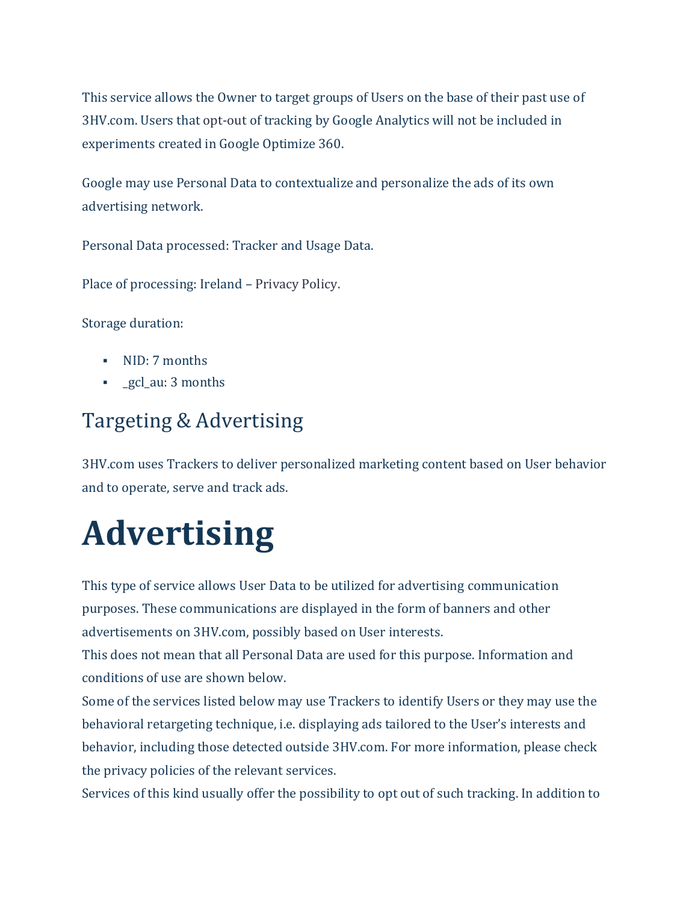This service allows the Owner to target groups of Users on the base of their past use of 3HV.com. Users that opt-out of tracking by Google Analytics will not be included in experiments created in Google Optimize 360.

Google may use Personal Data to contextualize and personalize the ads of its own advertising network.

Personal Data processed: Tracker and Usage Data.

Place of processing: Ireland – Privacy Policy.

Storage duration:

- NID: 7 months
- _gcl_au: 3 months

## Targeting & Advertising

3HV.com uses Trackers to deliver personalized marketing content based on User behavior and to operate, serve and track ads.

# Advertising

This type of service allows User Data to be utilized for advertising communication purposes. These communications are displayed in the form of banners and other advertisements on 3HV.com, possibly based on User interests.
This does not mean that all Personal Data are used for this purpose. Information and conditions of use are shown below.
Some of the services listed below may use Trackers to identify Users or they may use the behavioral retargeting technique, i.e. displaying ads tailored to the User's interests and behavior, including those detected outside 3HV.com. For more information, please check the privacy policies of the relevant services.
Services of this kind usually offer the possibility to opt out of such tracking. In addition to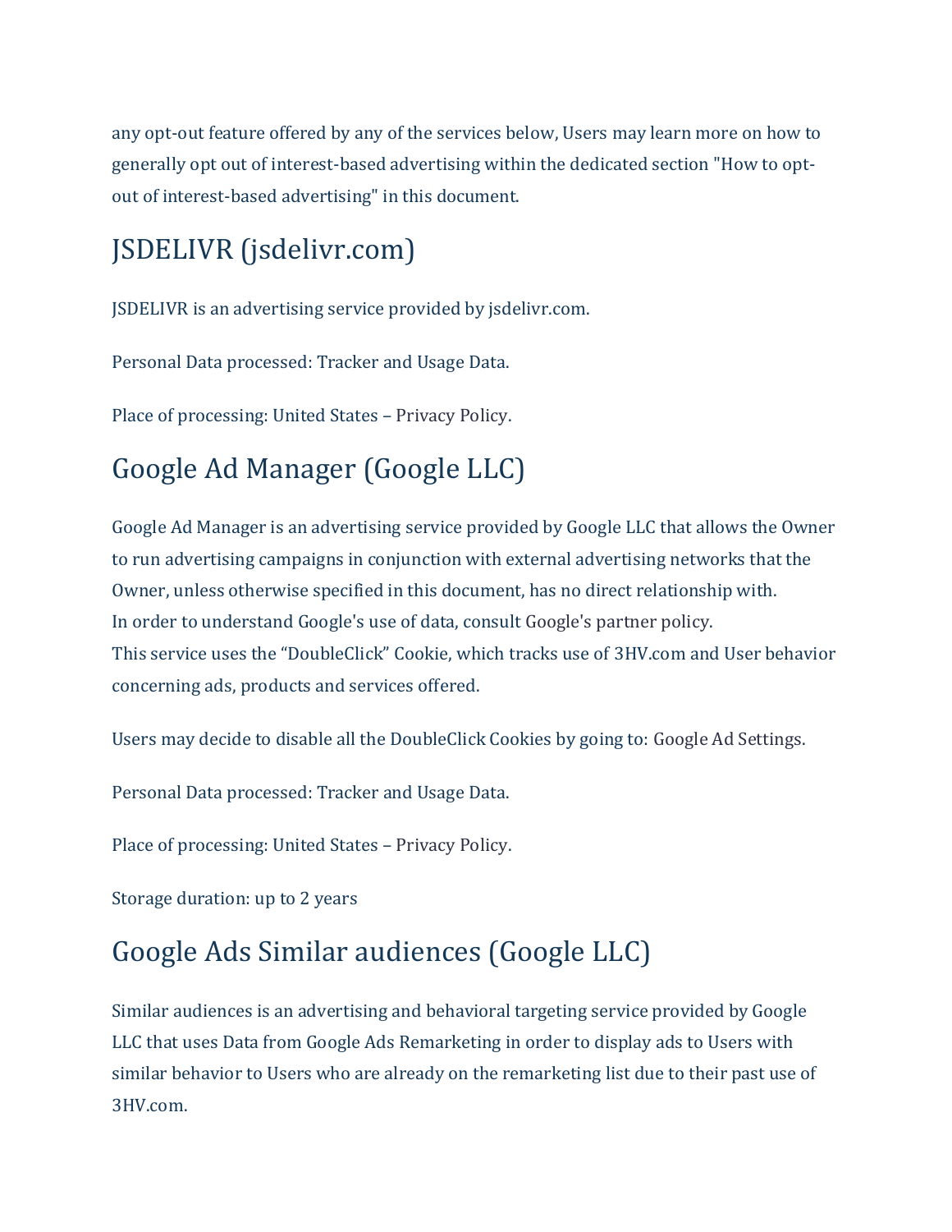any opt-out feature offered by any of the services below, Users may learn more on how to generally opt out of interest-based advertising within the dedicated section "How to opt-out of interest-based advertising" in this document.

## JSDELIVR (jsdelivr.com)

JSDELIVR is an advertising service provided by jsdelivr.com.

Personal Data processed: Tracker and Usage Data.

Place of processing: United States – Privacy Policy.

## Google Ad Manager (Google LLC)

Google Ad Manager is an advertising service provided by Google LLC that allows the Owner to run advertising campaigns in conjunction with external advertising networks that the Owner, unless otherwise specified in this document, has no direct relationship with.
In order to understand Google's use of data, consult Google's partner policy.
This service uses the “DoubleClick” Cookie, which tracks use of 3HV.com and User behavior concerning ads, products and services offered.

Users may decide to disable all the DoubleClick Cookies by going to: Google Ad Settings.

Personal Data processed: Tracker and Usage Data.

Place of processing: United States – Privacy Policy.

Storage duration: up to 2 years

## Google Ads Similar audiences (Google LLC)

Similar audiences is an advertising and behavioral targeting service provided by Google LLC that uses Data from Google Ads Remarketing in order to display ads to Users with similar behavior to Users who are already on the remarketing list due to their past use of 3HV.com.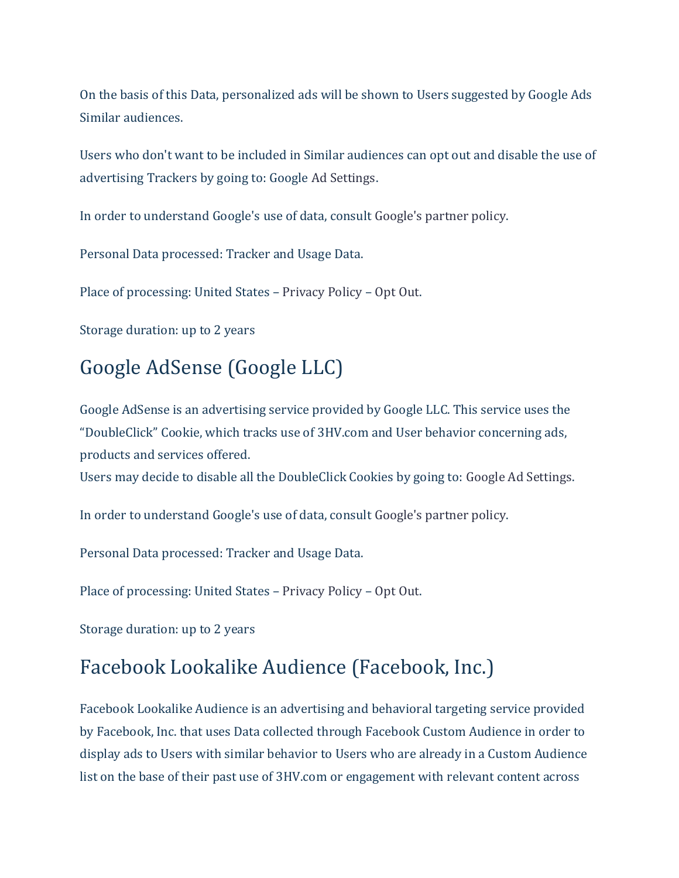On the basis of this Data, personalized ads will be shown to Users suggested by Google Ads Similar audiences.

Users who don't want to be included in Similar audiences can opt out and disable the use of advertising Trackers by going to: Google Ad Settings.

In order to understand Google's use of data, consult Google's partner policy.

Personal Data processed: Tracker and Usage Data.

Place of processing: United States – Privacy Policy – Opt Out.

Storage duration: up to 2 years

## Google AdSense (Google LLC)

Google AdSense is an advertising service provided by Google LLC. This service uses the "DoubleClick" Cookie, which tracks use of 3HV.com and User behavior concerning ads, products and services offered.
Users may decide to disable all the DoubleClick Cookies by going to: Google Ad Settings.

In order to understand Google's use of data, consult Google's partner policy.

Personal Data processed: Tracker and Usage Data.

Place of processing: United States – Privacy Policy – Opt Out.

Storage duration: up to 2 years

## Facebook Lookalike Audience (Facebook, Inc.)

Facebook Lookalike Audience is an advertising and behavioral targeting service provided by Facebook, Inc. that uses Data collected through Facebook Custom Audience in order to display ads to Users with similar behavior to Users who are already in a Custom Audience list on the base of their past use of 3HV.com or engagement with relevant content across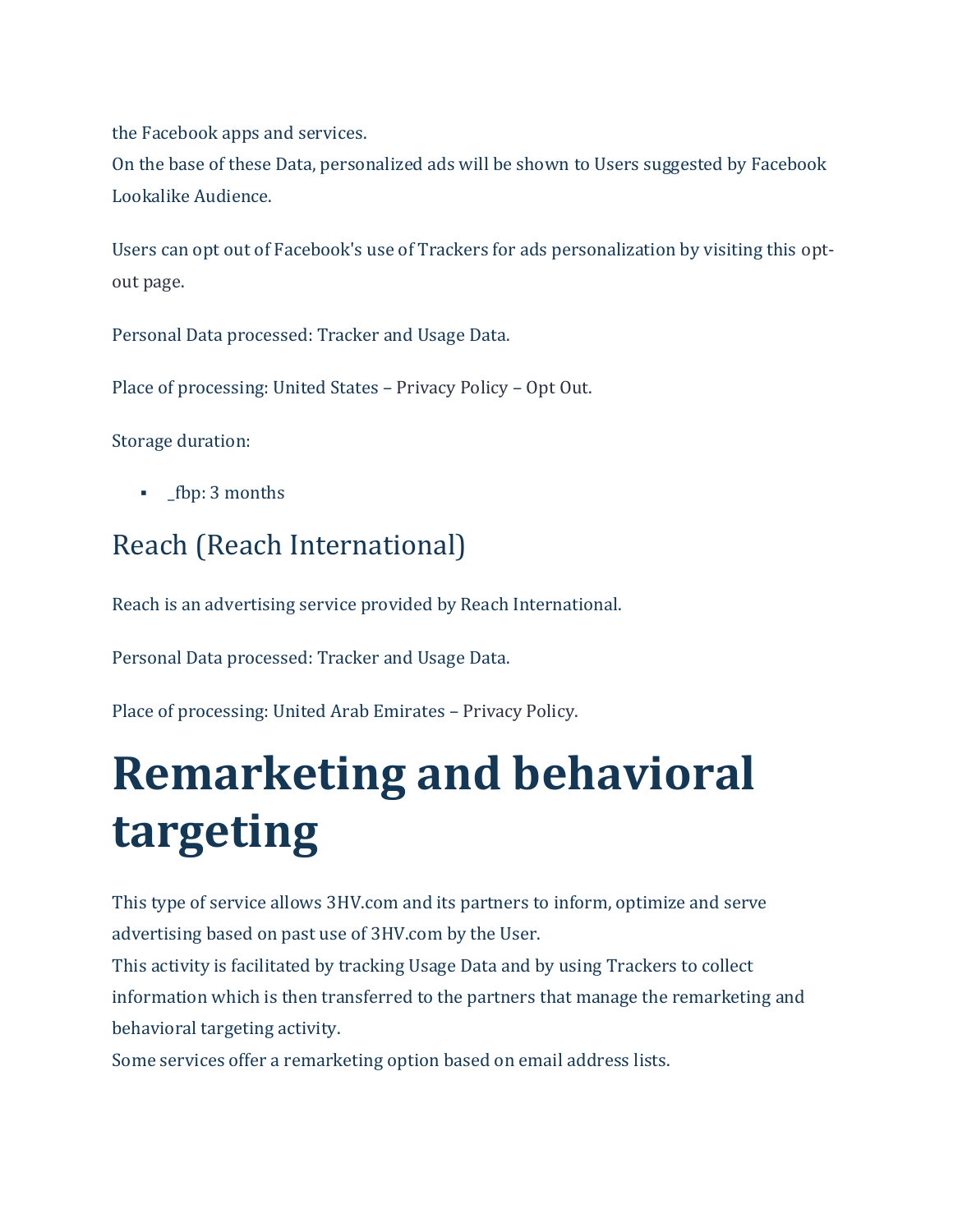the Facebook apps and services.
On the base of these Data, personalized ads will be shown to Users suggested by Facebook Lookalike Audience.

Users can opt out of Facebook's use of Trackers for ads personalization by visiting this opt-out page.

Personal Data processed: Tracker and Usage Data.

Place of processing: United States – Privacy Policy – Opt Out.

Storage duration:

- _fbp: 3 months

### Reach (Reach International)

Reach is an advertising service provided by Reach International.

Personal Data processed: Tracker and Usage Data.

Place of processing: United Arab Emirates – Privacy Policy.

# Remarketing and behavioral targeting

This type of service allows 3HV.com and its partners to inform, optimize and serve advertising based on past use of 3HV.com by the User.
This activity is facilitated by tracking Usage Data and by using Trackers to collect information which is then transferred to the partners that manage the remarketing and behavioral targeting activity.
Some services offer a remarketing option based on email address lists.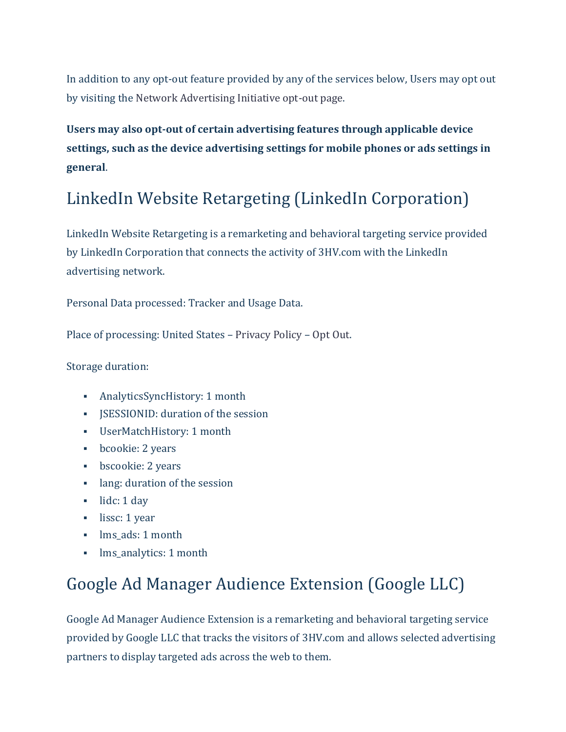In addition to any opt-out feature provided by any of the services below, Users may opt out by visiting the Network Advertising Initiative opt-out page.

**Users may also opt-out of certain advertising features through applicable device settings, such as the device advertising settings for mobile phones or ads settings in general**.

## LinkedIn Website Retargeting (LinkedIn Corporation)

LinkedIn Website Retargeting is a remarketing and behavioral targeting service provided by LinkedIn Corporation that connects the activity of 3HV.com with the LinkedIn advertising network.

Personal Data processed: Tracker and Usage Data.

Place of processing: United States – Privacy Policy – Opt Out.

Storage duration:

- AnalyticsSyncHistory: 1 month
- JSESSIONID: duration of the session
- UserMatchHistory: 1 month
- bcookie: 2 years
- bscookie: 2 years
- lang: duration of the session
- lidc: 1 day
- lissc: 1 year
- lms_ads: 1 month
- lms_analytics: 1 month

## Google Ad Manager Audience Extension (Google LLC)

Google Ad Manager Audience Extension is a remarketing and behavioral targeting service provided by Google LLC that tracks the visitors of 3HV.com and allows selected advertising partners to display targeted ads across the web to them.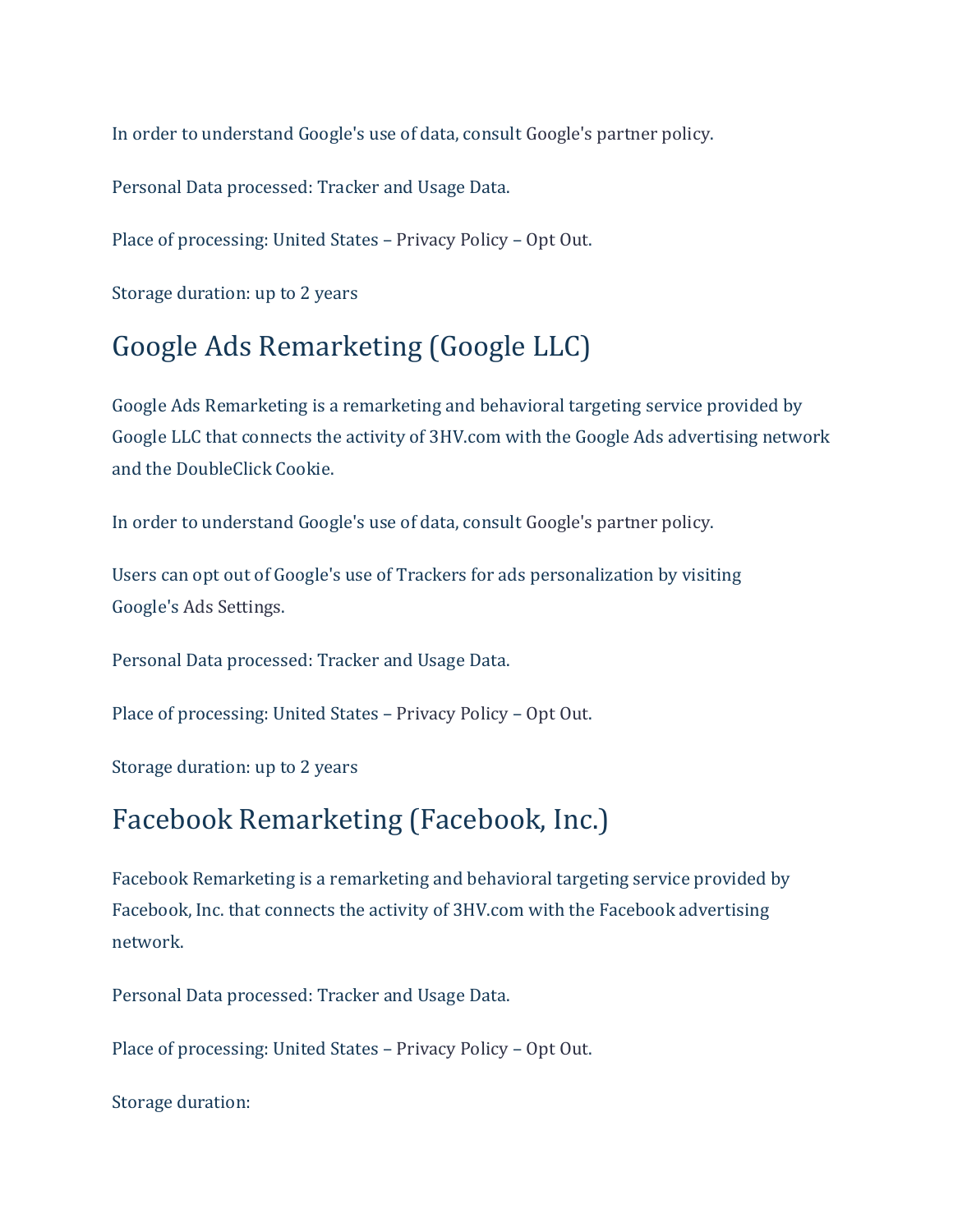In order to understand Google's use of data, consult Google's partner policy.

Personal Data processed: Tracker and Usage Data.

Place of processing: United States – Privacy Policy – Opt Out.

Storage duration: up to 2 years

## Google Ads Remarketing (Google LLC)

Google Ads Remarketing is a remarketing and behavioral targeting service provided by Google LLC that connects the activity of 3HV.com with the Google Ads advertising network and the DoubleClick Cookie.

In order to understand Google's use of data, consult Google's partner policy.

Users can opt out of Google's use of Trackers for ads personalization by visiting Google's Ads Settings.

Personal Data processed: Tracker and Usage Data.

Place of processing: United States – Privacy Policy – Opt Out.

Storage duration: up to 2 years

## Facebook Remarketing (Facebook, Inc.)

Facebook Remarketing is a remarketing and behavioral targeting service provided by Facebook, Inc. that connects the activity of 3HV.com with the Facebook advertising network.

Personal Data processed: Tracker and Usage Data.

Place of processing: United States – Privacy Policy – Opt Out.

Storage duration: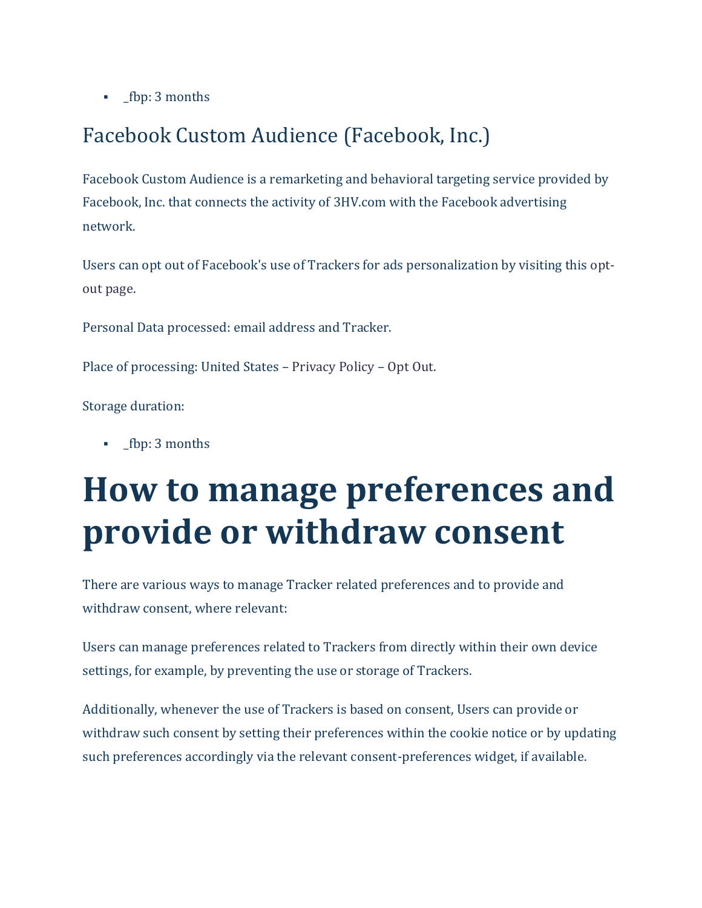- _fbp: 3 months

### Facebook Custom Audience (Facebook, Inc.)

Facebook Custom Audience is a remarketing and behavioral targeting service provided by Facebook, Inc. that connects the activity of 3HV.com with the Facebook advertising network.

Users can opt out of Facebook's use of Trackers for ads personalization by visiting this opt-out page.

Personal Data processed: email address and Tracker.

Place of processing: United States – Privacy Policy – Opt Out.

Storage duration:

- _fbp: 3 months

# How to manage preferences and provide or withdraw consent

There are various ways to manage Tracker related preferences and to provide and withdraw consent, where relevant:

Users can manage preferences related to Trackers from directly within their own device settings, for example, by preventing the use or storage of Trackers.

Additionally, whenever the use of Trackers is based on consent, Users can provide or withdraw such consent by setting their preferences within the cookie notice or by updating such preferences accordingly via the relevant consent-preferences widget, if available.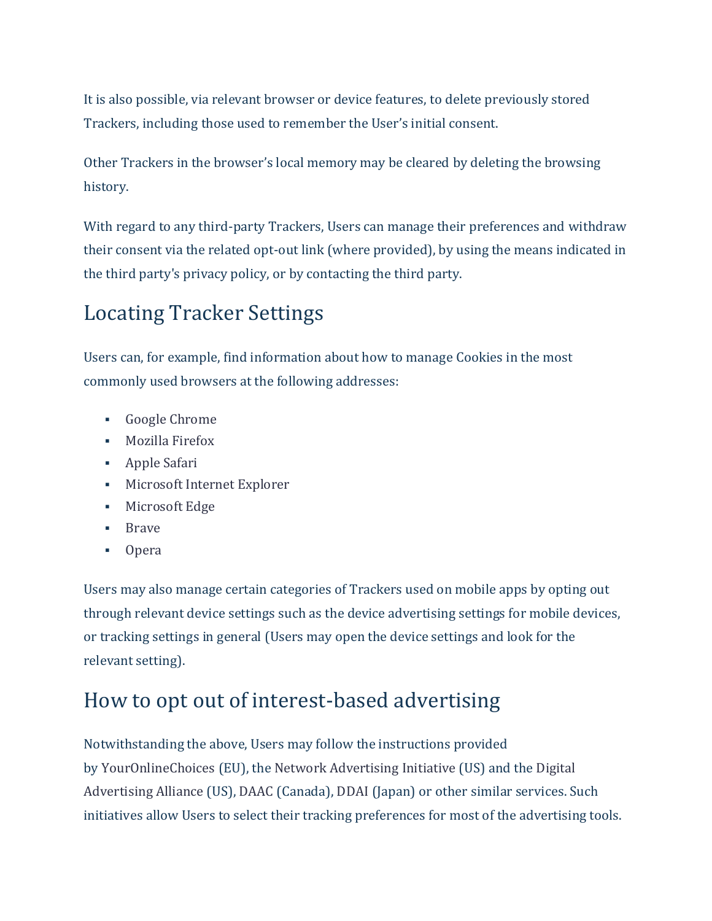It is also possible, via relevant browser or device features, to delete previously stored Trackers, including those used to remember the User's initial consent.

Other Trackers in the browser's local memory may be cleared by deleting the browsing history.

With regard to any third-party Trackers, Users can manage their preferences and withdraw their consent via the related opt-out link (where provided), by using the means indicated in the third party's privacy policy, or by contacting the third party.

## Locating Tracker Settings

Users can, for example, find information about how to manage Cookies in the most commonly used browsers at the following addresses:

- Google Chrome
- Mozilla Firefox
- Apple Safari
- Microsoft Internet Explorer
- Microsoft Edge
- Brave
- Opera

Users may also manage certain categories of Trackers used on mobile apps by opting out through relevant device settings such as the device advertising settings for mobile devices, or tracking settings in general (Users may open the device settings and look for the relevant setting).

## How to opt out of interest-based advertising

Notwithstanding the above, Users may follow the instructions provided by YourOnlineChoices (EU), the Network Advertising Initiative (US) and the Digital Advertising Alliance (US), DAAC (Canada), DDAI (Japan) or other similar services. Such initiatives allow Users to select their tracking preferences for most of the advertising tools.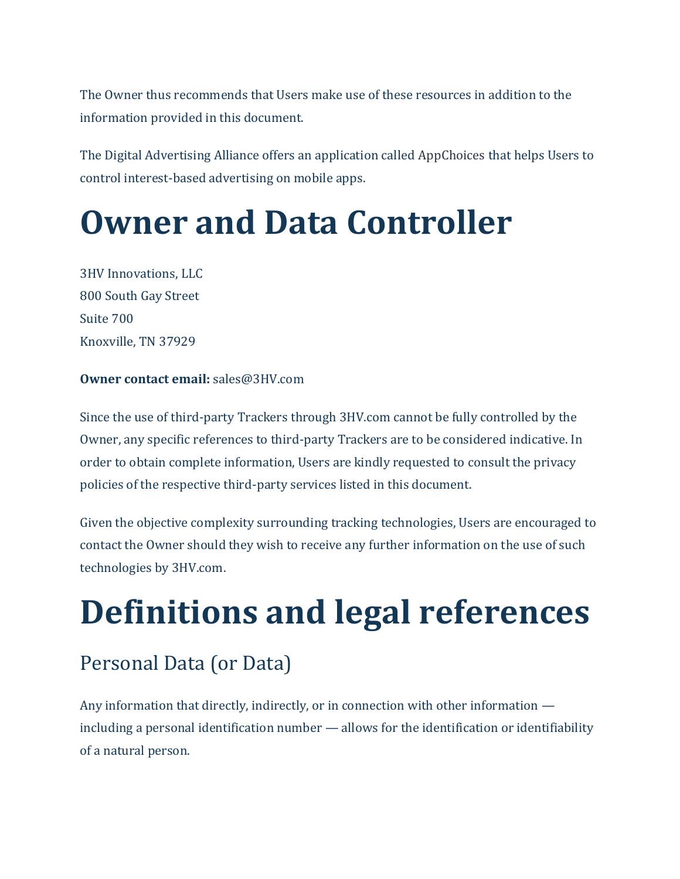The Owner thus recommends that Users make use of these resources in addition to the information provided in this document.

The Digital Advertising Alliance offers an application called AppChoices that helps Users to control interest-based advertising on mobile apps.

# Owner and Data Controller

3HV Innovations, LLC
800 South Gay Street
Suite 700
Knoxville, TN 37929

**Owner contact email:** sales@3HV.com

Since the use of third-party Trackers through 3HV.com cannot be fully controlled by the Owner, any specific references to third-party Trackers are to be considered indicative. In order to obtain complete information, Users are kindly requested to consult the privacy policies of the respective third-party services listed in this document.

Given the objective complexity surrounding tracking technologies, Users are encouraged to contact the Owner should they wish to receive any further information on the use of such technologies by 3HV.com.

# Definitions and legal references

## Personal Data (or Data)

Any information that directly, indirectly, or in connection with other information — including a personal identification number — allows for the identification or identifiability of a natural person.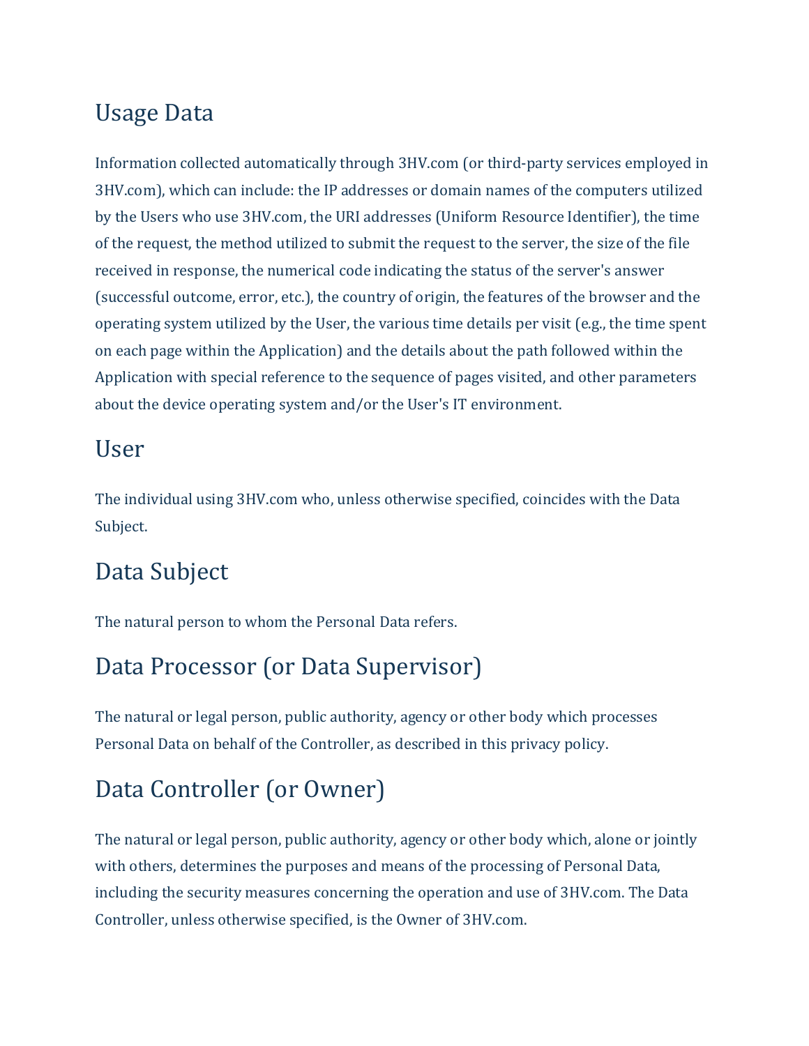## Usage Data

Information collected automatically through 3HV.com (or third-party services employed in 3HV.com), which can include: the IP addresses or domain names of the computers utilized by the Users who use 3HV.com, the URI addresses (Uniform Resource Identifier), the time of the request, the method utilized to submit the request to the server, the size of the file received in response, the numerical code indicating the status of the server's answer (successful outcome, error, etc.), the country of origin, the features of the browser and the operating system utilized by the User, the various time details per visit (e.g., the time spent on each page within the Application) and the details about the path followed within the Application with special reference to the sequence of pages visited, and other parameters about the device operating system and/or the User's IT environment.

## User

The individual using 3HV.com who, unless otherwise specified, coincides with the Data Subject.

## Data Subject

The natural person to whom the Personal Data refers.

## Data Processor (or Data Supervisor)

The natural or legal person, public authority, agency or other body which processes Personal Data on behalf of the Controller, as described in this privacy policy.

## Data Controller (or Owner)

The natural or legal person, public authority, agency or other body which, alone or jointly with others, determines the purposes and means of the processing of Personal Data, including the security measures concerning the operation and use of 3HV.com. The Data Controller, unless otherwise specified, is the Owner of 3HV.com.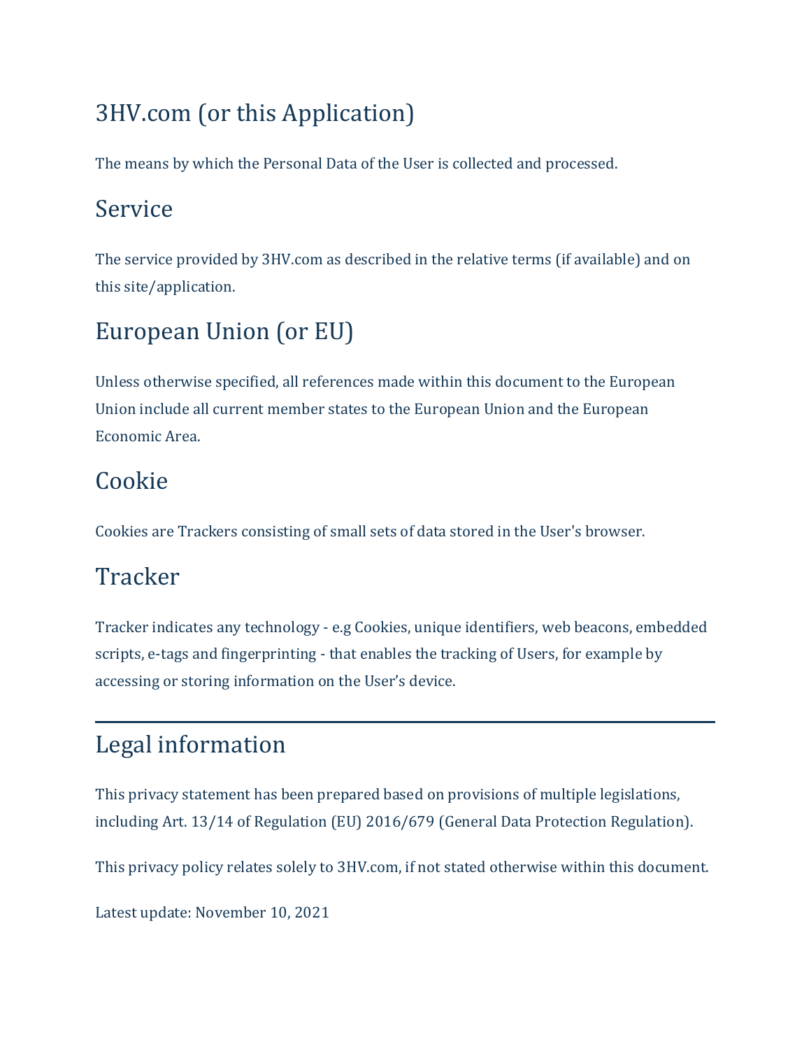### 3HV.com (or this Application)

The means by which the Personal Data of the User is collected and processed.

### Service

The service provided by 3HV.com as described in the relative terms (if available) and on this site/application.

### European Union (or EU)

Unless otherwise specified, all references made within this document to the European Union include all current member states to the European Union and the European Economic Area.

### Cookie

Cookies are Trackers consisting of small sets of data stored in the User's browser.

### Tracker

Tracker indicates any technology - e.g Cookies, unique identifiers, web beacons, embedded scripts, e-tags and fingerprinting - that enables the tracking of Users, for example by accessing or storing information on the User's device.

---

### Legal information

This privacy statement has been prepared based on provisions of multiple legislations, including Art. 13/14 of Regulation (EU) 2016/679 (General Data Protection Regulation).

This privacy policy relates solely to 3HV.com, if not stated otherwise within this document.

Latest update: November 10, 2021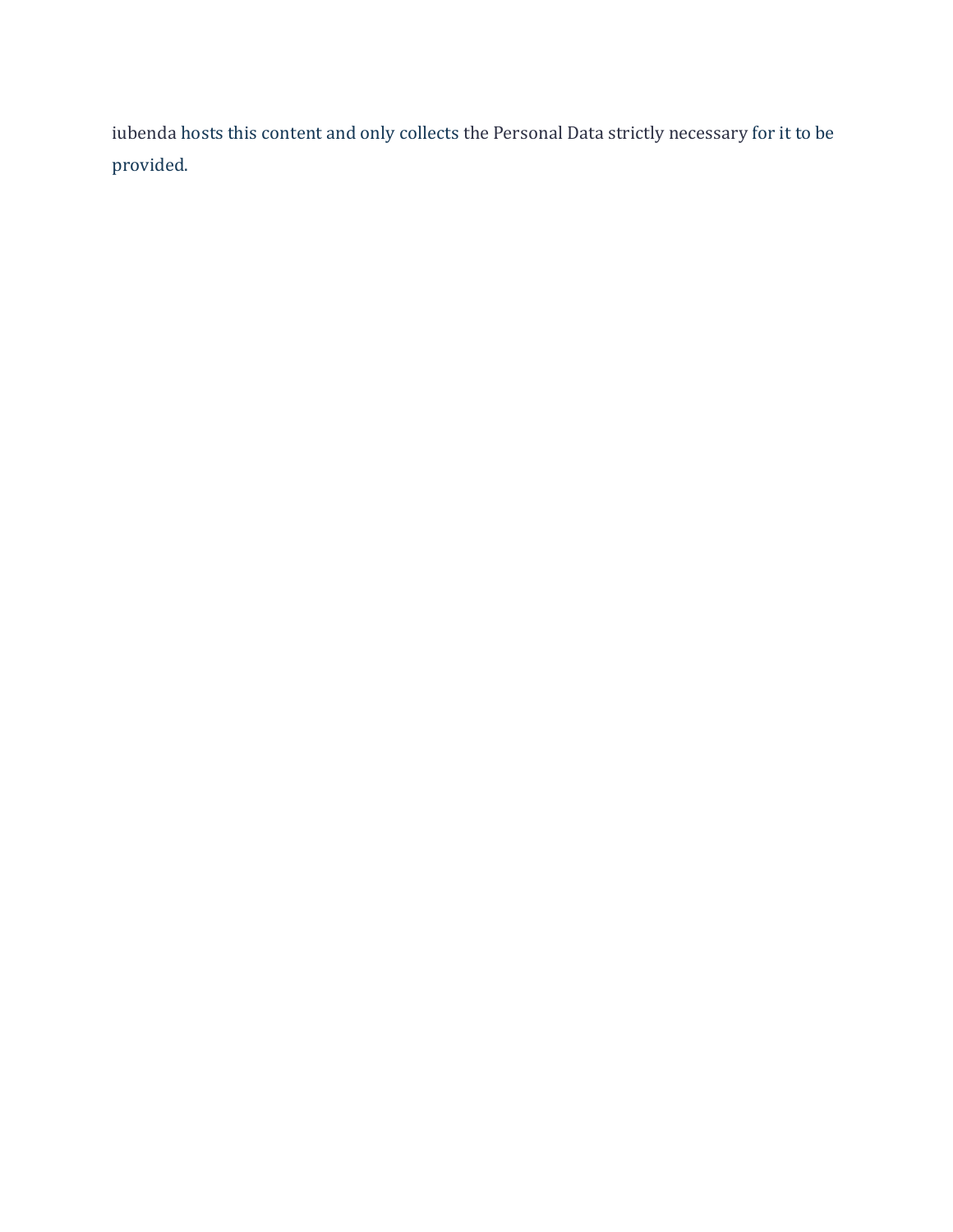iubenda hosts this content and only collects the Personal Data strictly necessary for it to be provided.